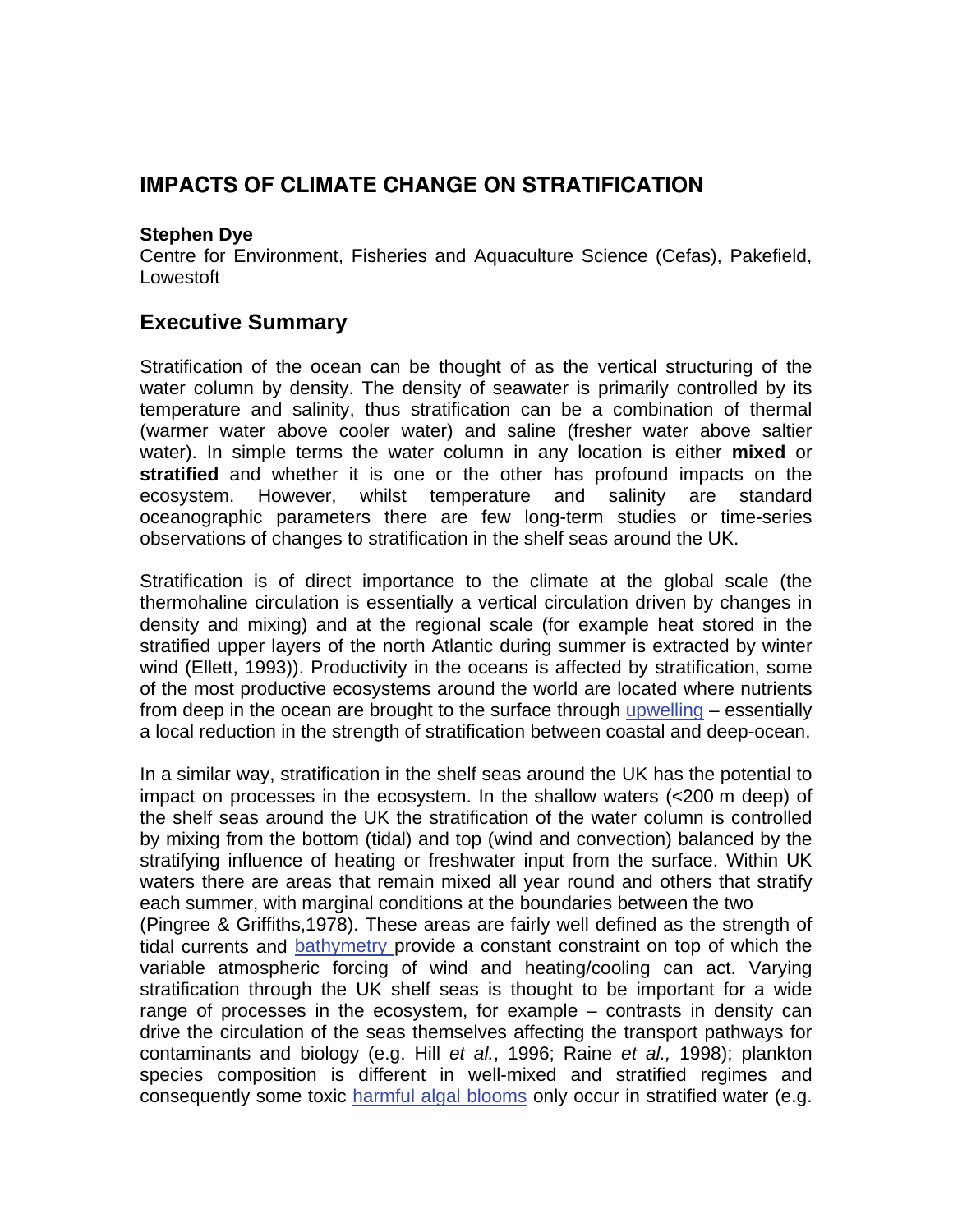# IMPACTS OF CLIMATE CHANGE ON STRATIFICATION

**Stephen Dye**
Centre for Environment, Fisheries and Aquaculture Science (Cefas), Pakefield, Lowestoft

## Executive Summary

Stratification of the ocean can be thought of as the vertical structuring of the water column by density. The density of seawater is primarily controlled by its temperature and salinity, thus stratification can be a combination of thermal (warmer water above cooler water) and saline (fresher water above saltier water). In simple terms the water column in any location is either **mixed** or **stratified** and whether it is one or the other has profound impacts on the ecosystem. However, whilst temperature and salinity are standard oceanographic parameters there are few long-term studies or time-series observations of changes to stratification in the shelf seas around the UK.

Stratification is of direct importance to the climate at the global scale (the thermohaline circulation is essentially a vertical circulation driven by changes in density and mixing) and at the regional scale (for example heat stored in the stratified upper layers of the north Atlantic during summer is extracted by winter wind (Ellett, 1993)). Productivity in the oceans is affected by stratification, some of the most productive ecosystems around the world are located where nutrients from deep in the ocean are brought to the surface through upwelling – essentially a local reduction in the strength of stratification between coastal and deep-ocean.

In a similar way, stratification in the shelf seas around the UK has the potential to impact on processes in the ecosystem. In the shallow waters (<200 m deep) of the shelf seas around the UK the stratification of the water column is controlled by mixing from the bottom (tidal) and top (wind and convection) balanced by the stratifying influence of heating or freshwater input from the surface. Within UK waters there are areas that remain mixed all year round and others that stratify each summer, with marginal conditions at the boundaries between the two (Pingree & Griffiths,1978). These areas are fairly well defined as the strength of tidal currents and bathymetry provide a constant constraint on top of which the variable atmospheric forcing of wind and heating/cooling can act. Varying stratification through the UK shelf seas is thought to be important for a wide range of processes in the ecosystem, for example – contrasts in density can drive the circulation of the seas themselves affecting the transport pathways for contaminants and biology (e.g. Hill *et al.*, 1996; Raine *et al.,* 1998); plankton species composition is different in well-mixed and stratified regimes and consequently some toxic harmful algal blooms only occur in stratified water (e.g.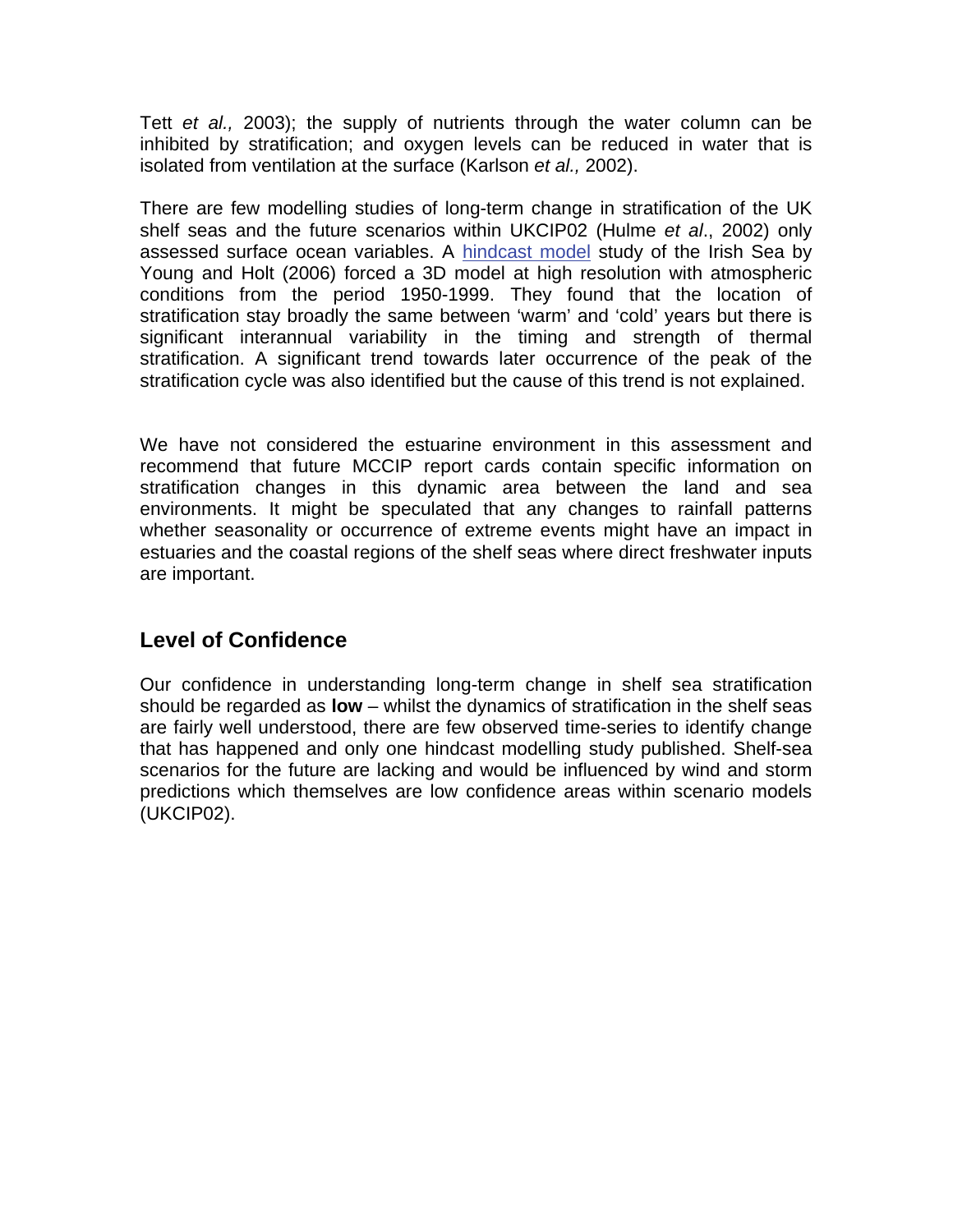Tett *et al.,* 2003); the supply of nutrients through the water column can be inhibited by stratification; and oxygen levels can be reduced in water that is isolated from ventilation at the surface (Karlson *et al.,* 2002).

There are few modelling studies of long-term change in stratification of the UK shelf seas and the future scenarios within UKCIP02 (Hulme *et al*., 2002) only assessed surface ocean variables. A hindcast model study of the Irish Sea by Young and Holt (2006) forced a 3D model at high resolution with atmospheric conditions from the period 1950-1999. They found that the location of stratification stay broadly the same between 'warm' and 'cold' years but there is significant interannual variability in the timing and strength of thermal stratification. A significant trend towards later occurrence of the peak of the stratification cycle was also identified but the cause of this trend is not explained.

We have not considered the estuarine environment in this assessment and recommend that future MCCIP report cards contain specific information on stratification changes in this dynamic area between the land and sea environments. It might be speculated that any changes to rainfall patterns whether seasonality or occurrence of extreme events might have an impact in estuaries and the coastal regions of the shelf seas where direct freshwater inputs are important.

## Level of Confidence

Our confidence in understanding long-term change in shelf sea stratification should be regarded as **low** – whilst the dynamics of stratification in the shelf seas are fairly well understood, there are few observed time-series to identify change that has happened and only one hindcast modelling study published. Shelf-sea scenarios for the future are lacking and would be influenced by wind and storm predictions which themselves are low confidence areas within scenario models (UKCIP02).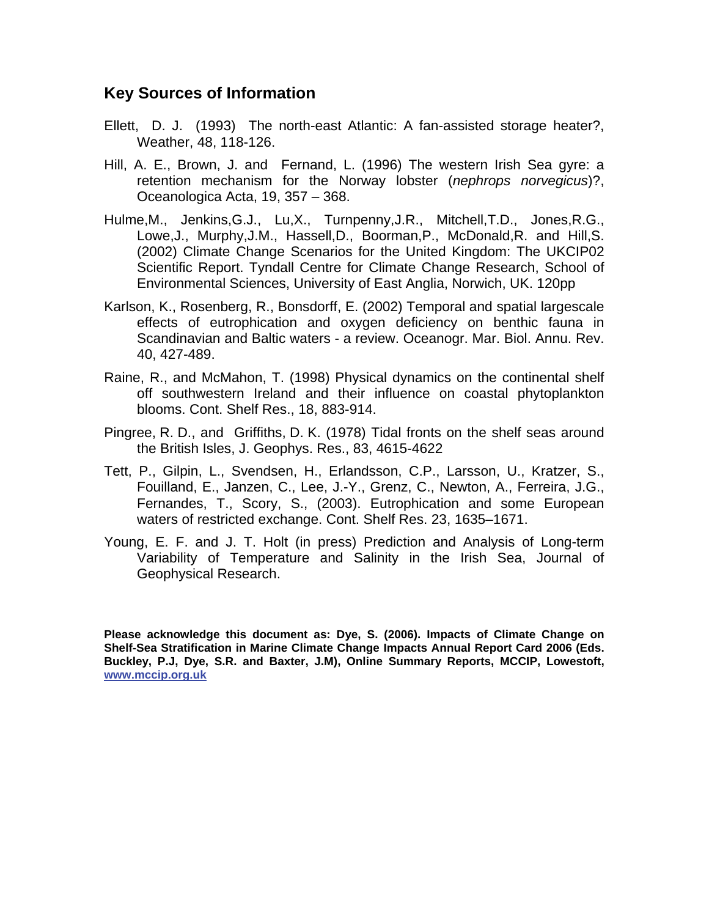## Key Sources of Information

Ellett, D. J. (1993) The north-east Atlantic: A fan-assisted storage heater?, Weather, 48, 118-126.

Hill, A. E., Brown, J. and Fernand, L. (1996) The western Irish Sea gyre: a retention mechanism for the Norway lobster (*nephrops norvegicus*)?, Oceanologica Acta, 19, 357 – 368.

Hulme,M., Jenkins,G.J., Lu,X., Turnpenny,J.R., Mitchell,T.D., Jones,R.G., Lowe,J., Murphy,J.M., Hassell,D., Boorman,P., McDonald,R. and Hill,S. (2002) Climate Change Scenarios for the United Kingdom: The UKCIP02 Scientific Report. Tyndall Centre for Climate Change Research, School of Environmental Sciences, University of East Anglia, Norwich, UK. 120pp

Karlson, K., Rosenberg, R., Bonsdorff, E. (2002) Temporal and spatial largescale effects of eutrophication and oxygen deficiency on benthic fauna in Scandinavian and Baltic waters - a review. Oceanogr. Mar. Biol. Annu. Rev. 40, 427-489.

Raine, R., and McMahon, T. (1998) Physical dynamics on the continental shelf off southwestern Ireland and their influence on coastal phytoplankton blooms. Cont. Shelf Res., 18, 883-914.

Pingree, R. D., and Griffiths, D. K. (1978) Tidal fronts on the shelf seas around the British Isles, J. Geophys. Res., 83, 4615-4622

Tett, P., Gilpin, L., Svendsen, H., Erlandsson, C.P., Larsson, U., Kratzer, S., Fouilland, E., Janzen, C., Lee, J.-Y., Grenz, C., Newton, A., Ferreira, J.G., Fernandes, T., Scory, S., (2003). Eutrophication and some European waters of restricted exchange. Cont. Shelf Res. 23, 1635–1671.

Young, E. F. and J. T. Holt (in press) Prediction and Analysis of Long-term Variability of Temperature and Salinity in the Irish Sea, Journal of Geophysical Research.

**Please acknowledge this document as: Dye, S. (2006). Impacts of Climate Change on Shelf-Sea Stratification in Marine Climate Change Impacts Annual Report Card 2006 (Eds. Buckley, P.J, Dye, S.R. and Baxter, J.M), Online Summary Reports, MCCIP, Lowestoft, www.mccip.org.uk**